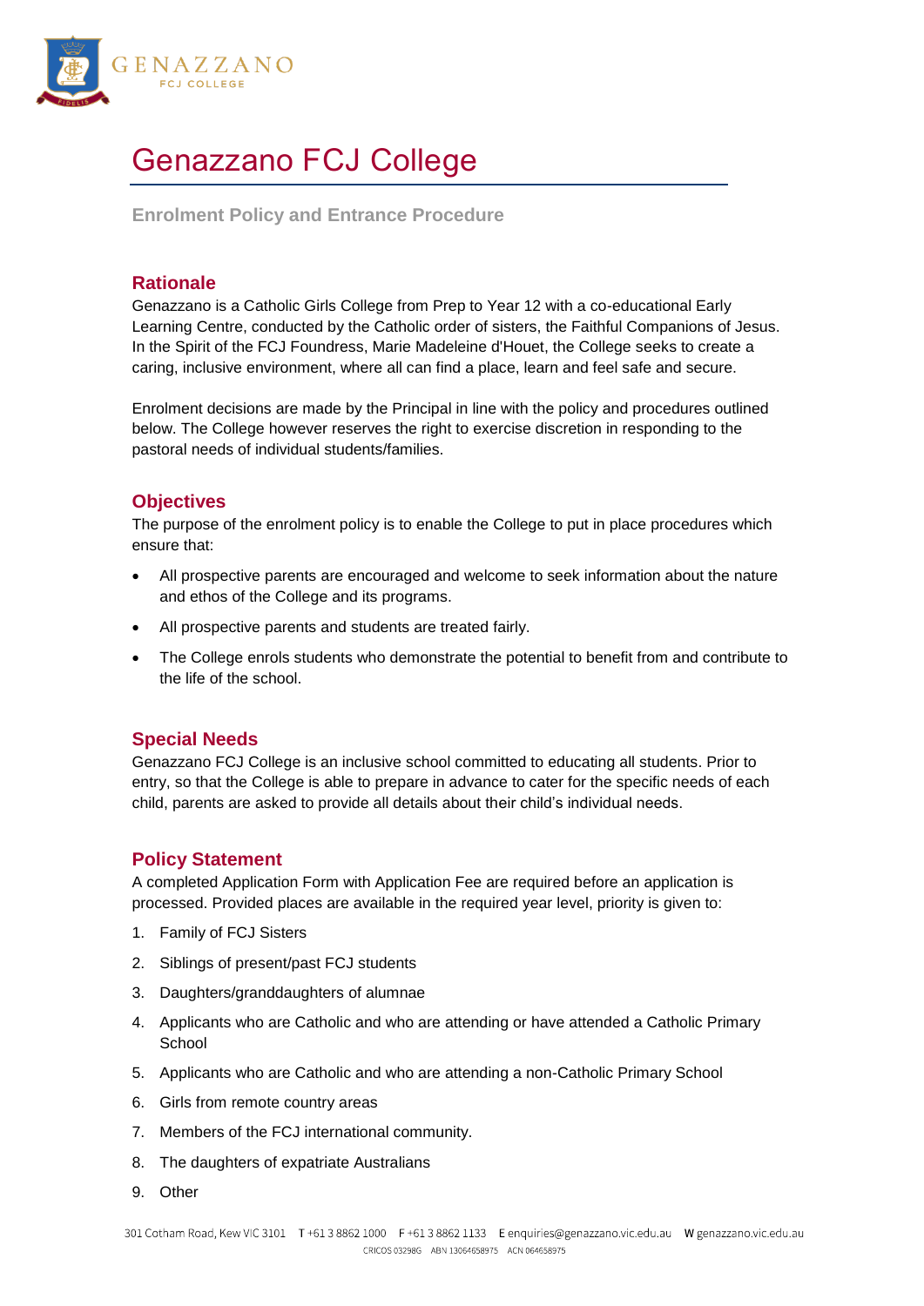# Genazzano FCJ College

**Enrolment Policy and Entrance Procedure**

## Rationale

Genazzano is a Catholic Girls College from Prep to Year 12 with a co-educational Early Learning Centre, conducted by the Catholic order of sisters, the Faithful Companions of Jesus. In the Spirit of the FCJ Foundress, Marie Madeleine d'Houet, the College seeks to create a caring, inclusive environment, where all can find a place, learn and feel safe and secure.

Enrolment decisions are made by the Principal in line with the policy and procedures outlined below. The College however reserves the right to exercise discretion in responding to the pastoral needs of individual students/families.

## Objectives

The purpose of the enrolment policy is to enable the College to put in place procedures which ensure that:

- All prospective parents are encouraged and welcome to seek information about the nature and ethos of the College and its programs.
- All prospective parents and students are treated fairly.
- The College enrols students who demonstrate the potential to benefit from and contribute to the life of the school.

## Special Needs

Genazzano FCJ College is an inclusive school committed to educating all students. Prior to entry, so that the College is able to prepare in advance to cater for the specific needs of each child, parents are asked to provide all details about their child's individual needs.

## Policy Statement

A completed Application Form with Application Fee are required before an application is processed. Provided places are available in the required year level, priority is given to:

1. Family of FCJ Sisters
2. Siblings of present/past FCJ students
3. Daughters/granddaughters of alumnae
4. Applicants who are Catholic and who are attending or have attended a Catholic Primary School
5. Applicants who are Catholic and who are attending a non-Catholic Primary School
6. Girls from remote country areas
7. Members of the FCJ international community.
8. The daughters of expatriate Australians
9. Other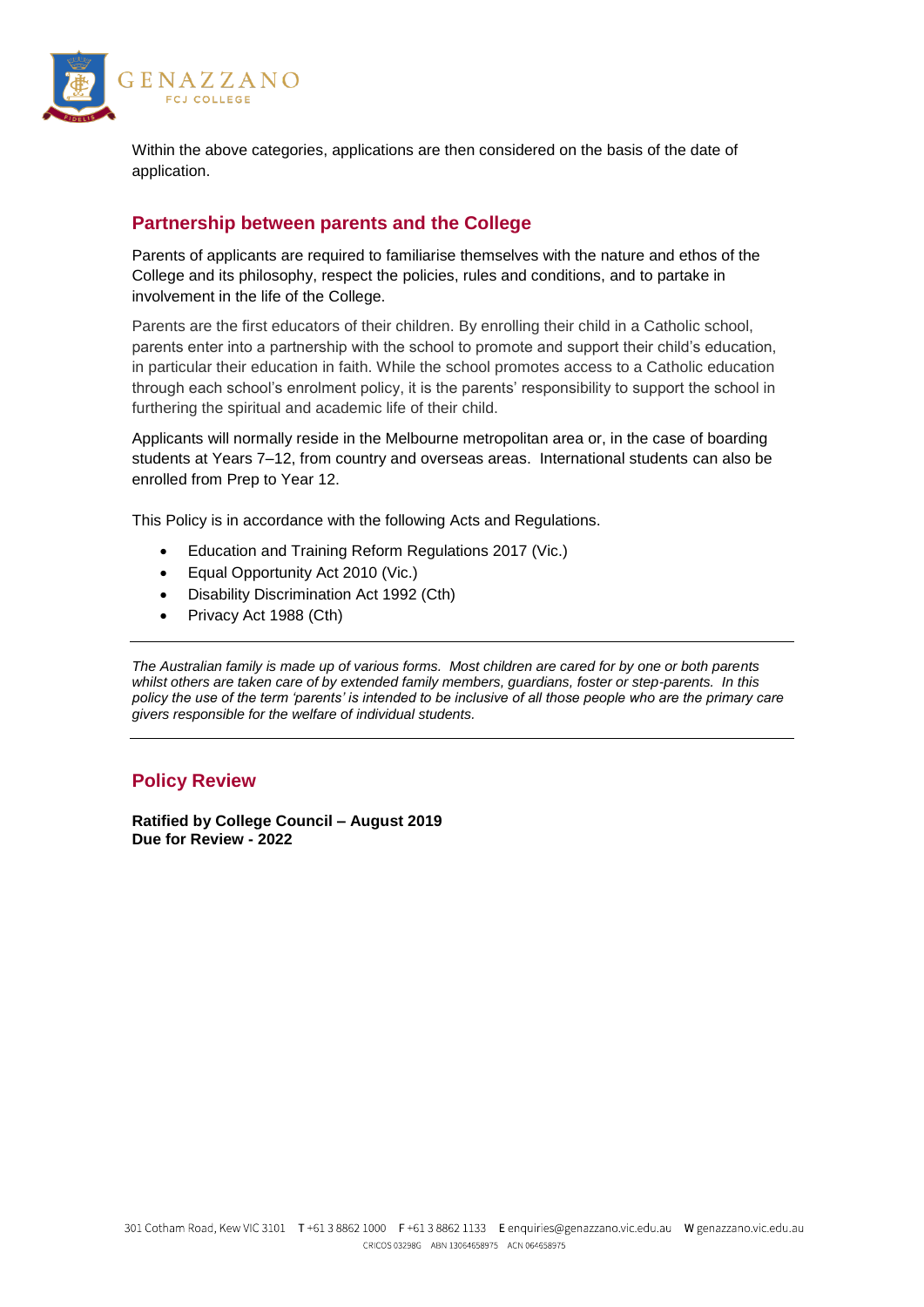Within the above categories, applications are then considered on the basis of the date of application.

## Partnership between parents and the College

Parents of applicants are required to familiarise themselves with the nature and ethos of the College and its philosophy, respect the policies, rules and conditions, and to partake in involvement in the life of the College.

Parents are the first educators of their children. By enrolling their child in a Catholic school, parents enter into a partnership with the school to promote and support their child's education, in particular their education in faith. While the school promotes access to a Catholic education through each school's enrolment policy, it is the parents' responsibility to support the school in furthering the spiritual and academic life of their child.

Applicants will normally reside in the Melbourne metropolitan area or, in the case of boarding students at Years 7–12, from country and overseas areas. International students can also be enrolled from Prep to Year 12.

This Policy is in accordance with the following Acts and Regulations.

- Education and Training Reform Regulations 2017 (Vic.)
- Equal Opportunity Act 2010 (Vic.)
- Disability Discrimination Act 1992 (Cth)
- Privacy Act 1988 (Cth)

---

*The Australian family is made up of various forms. Most children are cared for by one or both parents whilst others are taken care of by extended family members, guardians, foster or step-parents. In this policy the use of the term 'parents' is intended to be inclusive of all those people who are the primary care givers responsible for the welfare of individual students.*

---

## Policy Review

**Ratified by College Council – August 2019**
**Due for Review - 2022**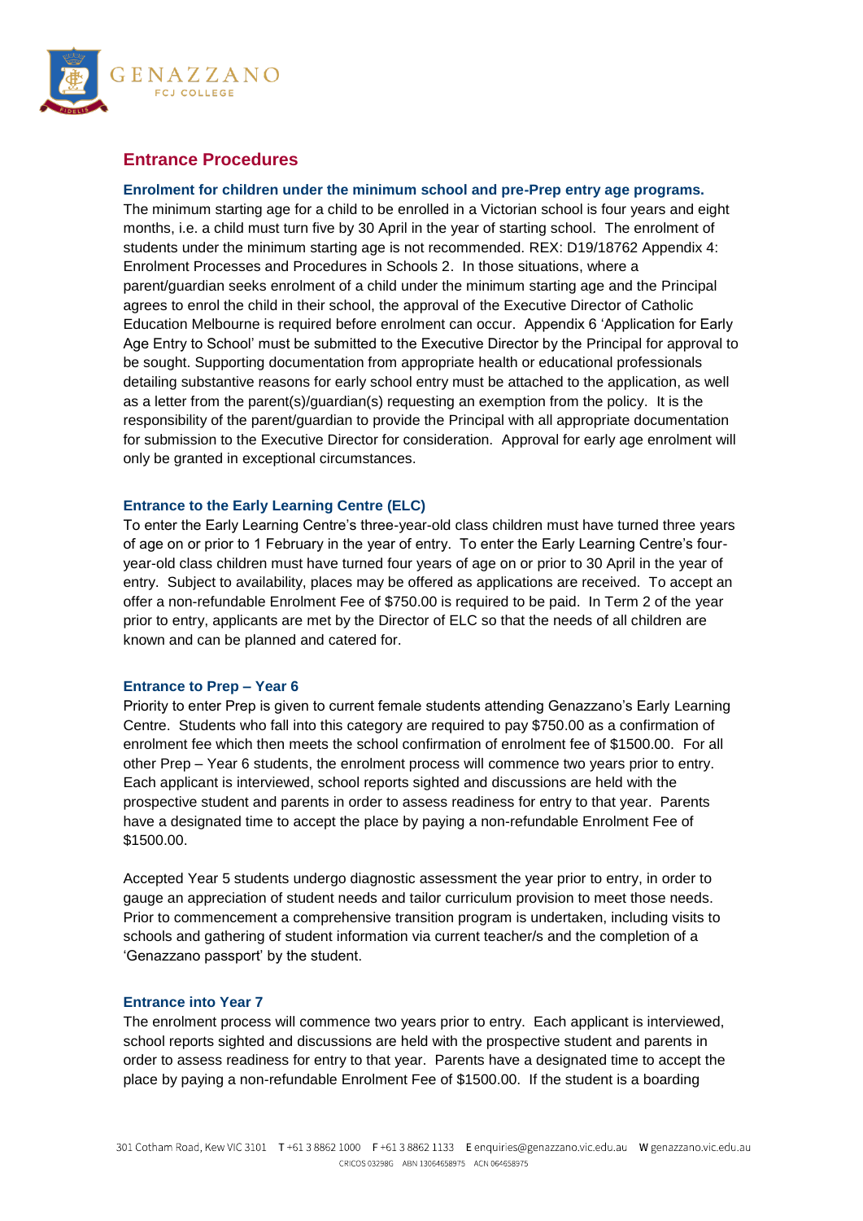## Entrance Procedures

### Enrolment for children under the minimum school and pre-Prep entry age programs.

The minimum starting age for a child to be enrolled in a Victorian school is four years and eight months, i.e. a child must turn five by 30 April in the year of starting school. The enrolment of students under the minimum starting age is not recommended. REX: D19/18762 Appendix 4: Enrolment Processes and Procedures in Schools 2. In those situations, where a parent/guardian seeks enrolment of a child under the minimum starting age and the Principal agrees to enrol the child in their school, the approval of the Executive Director of Catholic Education Melbourne is required before enrolment can occur. Appendix 6 'Application for Early Age Entry to School' must be submitted to the Executive Director by the Principal for approval to be sought. Supporting documentation from appropriate health or educational professionals detailing substantive reasons for early school entry must be attached to the application, as well as a letter from the parent(s)/guardian(s) requesting an exemption from the policy. It is the responsibility of the parent/guardian to provide the Principal with all appropriate documentation for submission to the Executive Director for consideration. Approval for early age enrolment will only be granted in exceptional circumstances.

### Entrance to the Early Learning Centre (ELC)

To enter the Early Learning Centre's three-year-old class children must have turned three years of age on or prior to 1 February in the year of entry. To enter the Early Learning Centre's four-year-old class children must have turned four years of age on or prior to 30 April in the year of entry. Subject to availability, places may be offered as applications are received. To accept an offer a non-refundable Enrolment Fee of $750.00 is required to be paid. In Term 2 of the year prior to entry, applicants are met by the Director of ELC so that the needs of all children are known and can be planned and catered for.

### Entrance to Prep – Year 6

Priority to enter Prep is given to current female students attending Genazzano's Early Learning Centre. Students who fall into this category are required to pay $750.00 as a confirmation of enrolment fee which then meets the school confirmation of enrolment fee of $1500.00. For all other Prep – Year 6 students, the enrolment process will commence two years prior to entry. Each applicant is interviewed, school reports sighted and discussions are held with the prospective student and parents in order to assess readiness for entry to that year. Parents have a designated time to accept the place by paying a non-refundable Enrolment Fee of $1500.00.

Accepted Year 5 students undergo diagnostic assessment the year prior to entry, in order to gauge an appreciation of student needs and tailor curriculum provision to meet those needs. Prior to commencement a comprehensive transition program is undertaken, including visits to schools and gathering of student information via current teacher/s and the completion of a 'Genazzano passport' by the student.

### Entrance into Year 7

The enrolment process will commence two years prior to entry. Each applicant is interviewed, school reports sighted and discussions are held with the prospective student and parents in order to assess readiness for entry to that year. Parents have a designated time to accept the place by paying a non-refundable Enrolment Fee of $1500.00. If the student is a boarding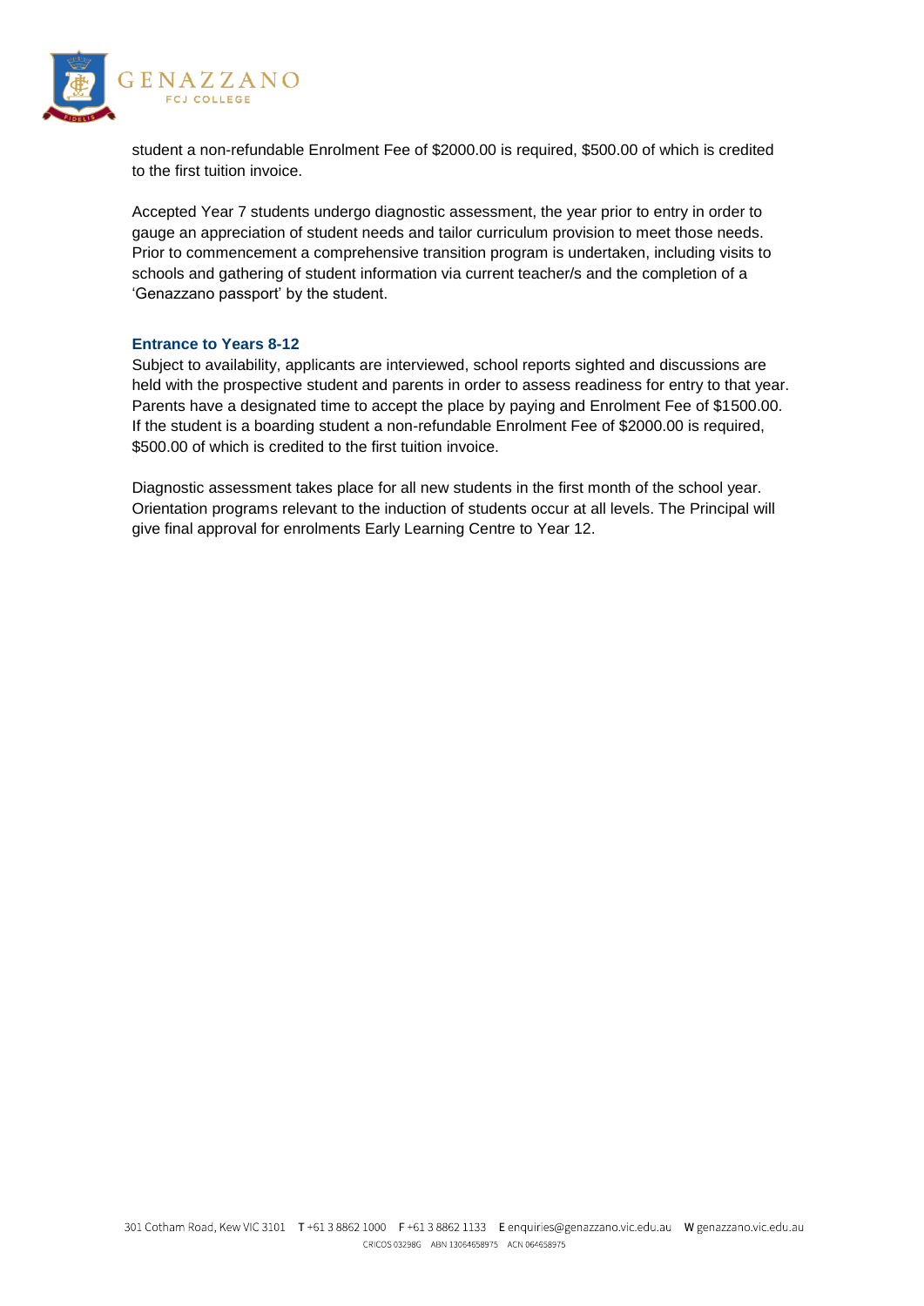student a non-refundable Enrolment Fee of $2000.00 is required, $500.00 of which is credited to the first tuition invoice.

Accepted Year 7 students undergo diagnostic assessment, the year prior to entry in order to gauge an appreciation of student needs and tailor curriculum provision to meet those needs. Prior to commencement a comprehensive transition program is undertaken, including visits to schools and gathering of student information via current teacher/s and the completion of a 'Genazzano passport' by the student.

### Entrance to Years 8-12

Subject to availability, applicants are interviewed, school reports sighted and discussions are held with the prospective student and parents in order to assess readiness for entry to that year. Parents have a designated time to accept the place by paying and Enrolment Fee of $1500.00. If the student is a boarding student a non-refundable Enrolment Fee of $2000.00 is required, $500.00 of which is credited to the first tuition invoice.

Diagnostic assessment takes place for all new students in the first month of the school year. Orientation programs relevant to the induction of students occur at all levels. The Principal will give final approval for enrolments Early Learning Centre to Year 12.